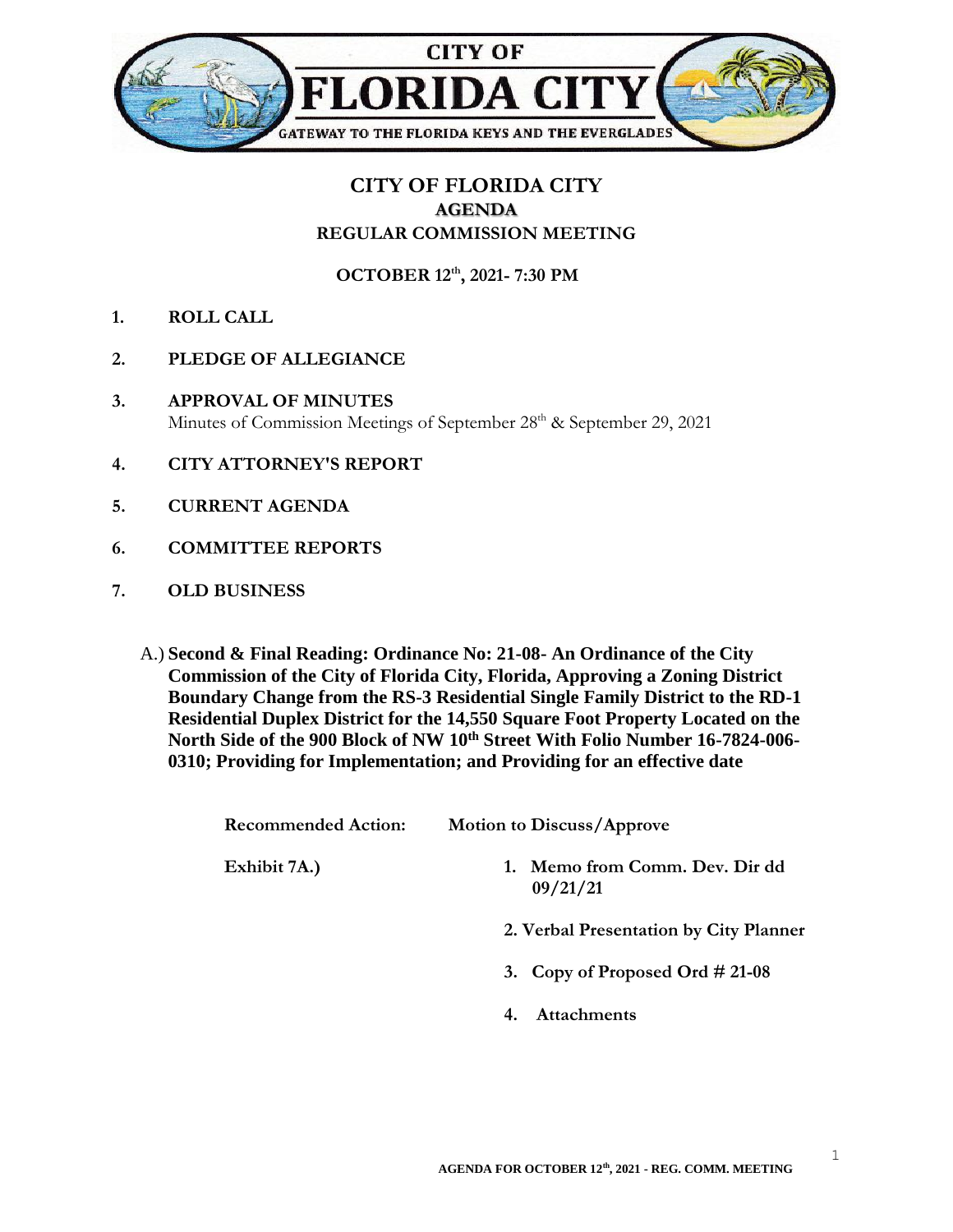CITY OF

FLORIDA CITY

GATEWAY TO THE FLORIDA KEYS AND THE EVERGLADES

# CITY OF FLORIDA CITY
## AGENDA
## REGULAR COMMISSION MEETING

**OCTOBER 12th, 2021- 7:30 PM**

1. **ROLL CALL**

2. **PLEDGE OF ALLEGIANCE**

3. **APPROVAL OF MINUTES**
   Minutes of Commission Meetings of September 28th & September 29, 2021

4. **CITY ATTORNEY'S REPORT**

5. **CURRENT AGENDA**

6. **COMMITTEE REPORTS**

7. **OLD BUSINESS**

   A.) **Second & Final Reading: Ordinance No: 21-08- An Ordinance of the City Commission of the City of Florida City, Florida, Approving a Zoning District Boundary Change from the RS-3 Residential Single Family District to the RD-1 Residential Duplex District for the 14,550 Square Foot Property Located on the North Side of the 900 Block of NW 10th Street With Folio Number 16-7824-006-0310; Providing for Implementation; and Providing for an effective date**

   **Recommended Action:** **Motion to Discuss/Approve**

   **Exhibit 7A.)**
   1. **Memo from Comm. Dev. Dir dd 09/21/21**
   2. **Verbal Presentation by City Planner**
   3. **Copy of Proposed Ord # 21-08**
   4. **Attachments**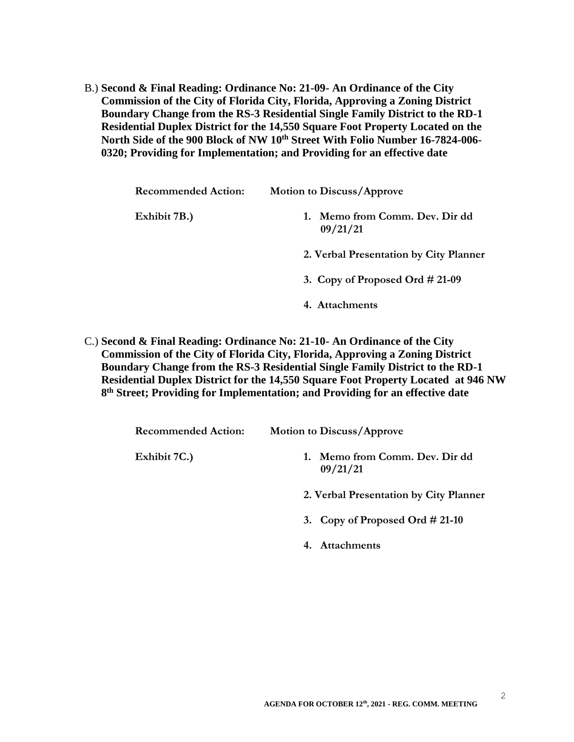B.) **Second & Final Reading: Ordinance No: 21-09- An Ordinance of the City Commission of the City of Florida City, Florida, Approving a Zoning District Boundary Change from the RS-3 Residential Single Family District to the RD-1 Residential Duplex District for the 14,550 Square Foot Property Located on the North Side of the 900 Block of NW 10th Street With Folio Number 16-7824-006-0320; Providing for Implementation; and Providing for an effective date**

**Recommended Action:** **Motion to Discuss/Approve**

**Exhibit 7B.)**

1. **Memo from Comm. Dev. Dir dd 09/21/21**
2. **Verbal Presentation by City Planner**
3. **Copy of Proposed Ord # 21-09**
4. **Attachments**

C.) **Second & Final Reading: Ordinance No: 21-10- An Ordinance of the City Commission of the City of Florida City, Florida, Approving a Zoning District Boundary Change from the RS-3 Residential Single Family District to the RD-1 Residential Duplex District for the 14,550 Square Foot Property Located at 946 NW 8th Street; Providing for Implementation; and Providing for an effective date**

**Recommended Action:** **Motion to Discuss/Approve**

**Exhibit 7C.)**

1. **Memo from Comm. Dev. Dir dd 09/21/21**
2. **Verbal Presentation by City Planner**
3. **Copy of Proposed Ord # 21-10**
4. **Attachments**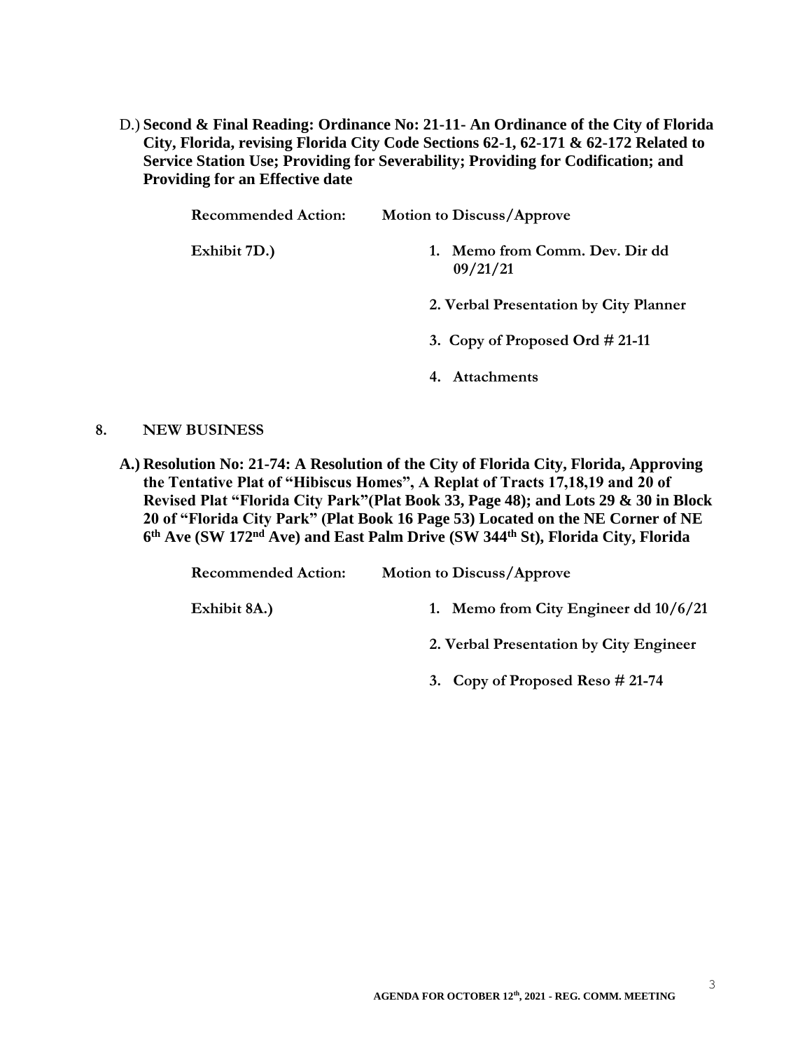D.) **Second & Final Reading: Ordinance No: 21-11- An Ordinance of the City of Florida City, Florida, revising Florida City Code Sections 62-1, 62-171 & 62-172 Related to Service Station Use; Providing for Severability; Providing for Codification; and Providing for an Effective date**

**Recommended Action:** **Motion to Discuss/Approve**

**Exhibit 7D.)**

1. **Memo from Comm. Dev. Dir dd 09/21/21**
2. **Verbal Presentation by City Planner**
3. **Copy of Proposed Ord # 21-11**
4. **Attachments**

## 8. NEW BUSINESS

A.) **Resolution No: 21-74: A Resolution of the City of Florida City, Florida, Approving the Tentative Plat of "Hibiscus Homes", A Replat of Tracts 17,18,19 and 20 of Revised Plat "Florida City Park"(Plat Book 33, Page 48); and Lots 29 & 30 in Block 20 of "Florida City Park" (Plat Book 16 Page 53) Located on the NE Corner of NE 6th Ave (SW 172nd Ave) and East Palm Drive (SW 344th St), Florida City, Florida**

**Recommended Action:** **Motion to Discuss/Approve**

**Exhibit 8A.)**

1. **Memo from City Engineer dd 10/6/21**
2. **Verbal Presentation by City Engineer**
3. **Copy of Proposed Reso # 21-74**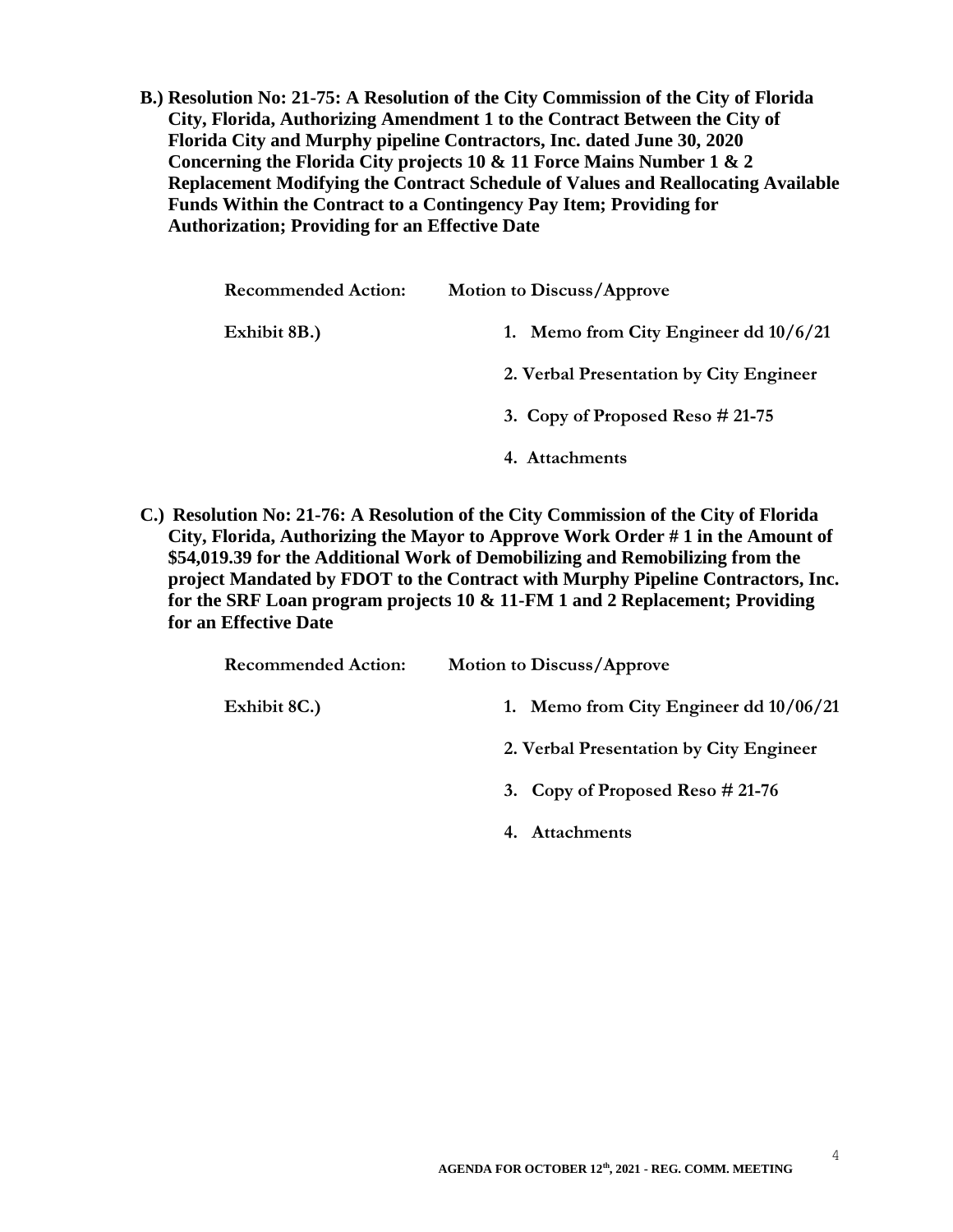**B.) Resolution No: 21-75: A Resolution of the City Commission of the City of Florida City, Florida, Authorizing Amendment 1 to the Contract Between the City of Florida City and Murphy pipeline Contractors, Inc. dated June 30, 2020 Concerning the Florida City projects 10 & 11 Force Mains Number 1 & 2 Replacement Modifying the Contract Schedule of Values and Reallocating Available Funds Within the Contract to a Contingency Pay Item; Providing for Authorization; Providing for an Effective Date**

**Recommended Action:** **Motion to Discuss/Approve**

**Exhibit 8B.)**

1. **Memo from City Engineer dd 10/6/21**
2. **Verbal Presentation by City Engineer**
3. **Copy of Proposed Reso # 21-75**
4. **Attachments**

**C.) Resolution No: 21-76: A Resolution of the City Commission of the City of Florida City, Florida, Authorizing the Mayor to Approve Work Order # 1 in the Amount of $54,019.39 for the Additional Work of Demobilizing and Remobilizing from the project Mandated by FDOT to the Contract with Murphy Pipeline Contractors, Inc. for the SRF Loan program projects 10 & 11-FM 1 and 2 Replacement; Providing for an Effective Date**

**Recommended Action:** **Motion to Discuss/Approve**

**Exhibit 8C.)**

1. **Memo from City Engineer dd 10/06/21**
2. **Verbal Presentation by City Engineer**
3. **Copy of Proposed Reso # 21-76**
4. **Attachments**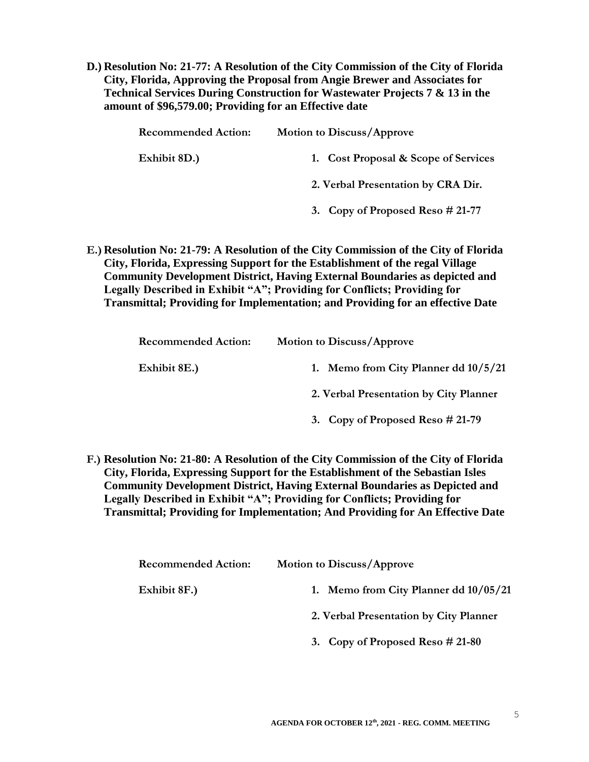**D.) Resolution No: 21-77: A Resolution of the City Commission of the City of Florida City, Florida, Approving the Proposal from Angie Brewer and Associates for Technical Services During Construction for Wastewater Projects 7 & 13 in the amount of $96,579.00; Providing for an Effective date**

**Recommended Action:** **Motion to Discuss/Approve**

**Exhibit 8D.)**

1. **Cost Proposal & Scope of Services**
2. **Verbal Presentation by CRA Dir.**
3. **Copy of Proposed Reso # 21-77**

**E.) Resolution No: 21-79: A Resolution of the City Commission of the City of Florida City, Florida, Expressing Support for the Establishment of the regal Village Community Development District, Having External Boundaries as depicted and Legally Described in Exhibit "A"; Providing for Conflicts; Providing for Transmittal; Providing for Implementation; and Providing for an effective Date**

**Recommended Action:** **Motion to Discuss/Approve**

**Exhibit 8E.)**

1. **Memo from City Planner dd 10/5/21**
2. **Verbal Presentation by City Planner**
3. **Copy of Proposed Reso # 21-79**

**F.) Resolution No: 21-80: A Resolution of the City Commission of the City of Florida City, Florida, Expressing Support for the Establishment of the Sebastian Isles Community Development District, Having External Boundaries as Depicted and Legally Described in Exhibit "A"; Providing for Conflicts; Providing for Transmittal; Providing for Implementation; And Providing for An Effective Date**

**Recommended Action:** **Motion to Discuss/Approve**

**Exhibit 8F.)**

1. **Memo from City Planner dd 10/05/21**
2. **Verbal Presentation by City Planner**
3. **Copy of Proposed Reso # 21-80**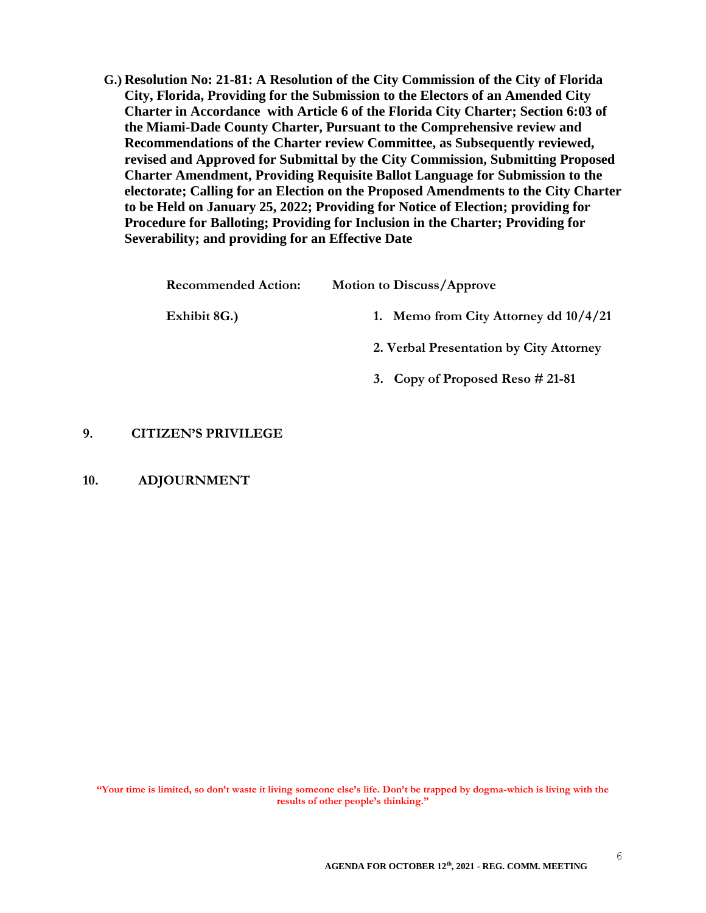**G.) Resolution No: 21-81: A Resolution of the City Commission of the City of Florida City, Florida, Providing for the Submission to the Electors of an Amended City Charter in Accordance with Article 6 of the Florida City Charter; Section 6:03 of the Miami-Dade County Charter, Pursuant to the Comprehensive review and Recommendations of the Charter review Committee, as Subsequently reviewed, revised and Approved for Submittal by the City Commission, Submitting Proposed Charter Amendment, Providing Requisite Ballot Language for Submission to the electorate; Calling for an Election on the Proposed Amendments to the City Charter to be Held on January 25, 2022; Providing for Notice of Election; providing for Procedure for Balloting; Providing for Inclusion in the Charter; Providing for Severability; and providing for an Effective Date**

**Recommended Action:** **Motion to Discuss/Approve**

**Exhibit 8G.)**

1. **Memo from City Attorney dd 10/4/21**
2. **Verbal Presentation by City Attorney**
3. **Copy of Proposed Reso # 21-81**

**9. CITIZEN'S PRIVILEGE**

**10. ADJOURNMENT**

**"Your time is limited, so don't waste it living someone else's life. Don't be trapped by dogma-which is living with the results of other people's thinking."**

**AGENDA FOR OCTOBER 12th, 2021 - REG. COMM. MEETING**